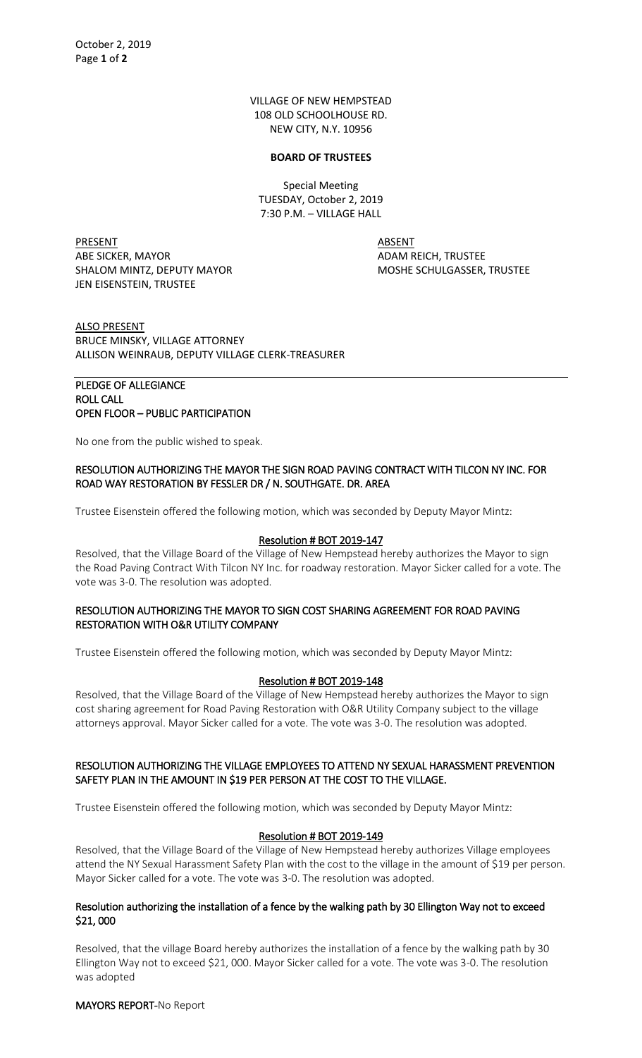VILLAGE OF NEW HEMPSTEAD
108 OLD SCHOOLHOUSE RD.
NEW CITY, N.Y. 10956

**BOARD OF TRUSTEES**

Special Meeting
TUESDAY, October 2, 2019
7:30 P.M. – VILLAGE HALL

| PRESENT | ABSENT |
|---|---|
| ABE SICKER, MAYOR | ADAM REICH, TRUSTEE |
| SHALOM MINTZ, DEPUTY MAYOR | MOSHE SCHULGASSER, TRUSTEE |
| JEN EISENSTEIN, TRUSTEE | |

ALSO PRESENT
BRUCE MINSKY, VILLAGE ATTORNEY
ALLISON WEINRAUB, DEPUTY VILLAGE CLERK-TREASURER

**PLEDGE OF ALLEGIANCE**
**ROLL CALL**
**OPEN FLOOR – PUBLIC PARTICIPATION**

No one from the public wished to speak.

**RESOLUTION AUTHORIZING THE MAYOR THE SIGN ROAD PAVING CONTRACT WITH TILCON NY INC. FOR ROAD WAY RESTORATION BY FESSLER DR / N. SOUTHGATE. DR. AREA**

Trustee Eisenstein offered the following motion, which was seconded by Deputy Mayor Mintz:

**Resolution # BOT 2019-147**

Resolved, that the Village Board of the Village of New Hempstead hereby authorizes the Mayor to sign the Road Paving Contract With Tilcon NY Inc. for roadway restoration. Mayor Sicker called for a vote. The vote was 3-0. The resolution was adopted.

**RESOLUTION AUTHORIZING THE MAYOR TO SIGN COST SHARING AGREEMENT FOR ROAD PAVING RESTORATION WITH O&R UTILITY COMPANY**

Trustee Eisenstein offered the following motion, which was seconded by Deputy Mayor Mintz:

**Resolution # BOT 2019-148**

Resolved, that the Village Board of the Village of New Hempstead hereby authorizes the Mayor to sign cost sharing agreement for Road Paving Restoration with O&R Utility Company subject to the village attorneys approval. Mayor Sicker called for a vote. The vote was 3-0. The resolution was adopted.

**RESOLUTION AUTHORIZING THE VILLAGE EMPLOYEES TO ATTEND NY SEXUAL HARASSMENT PREVENTION SAFETY PLAN IN THE AMOUNT IN $19 PER PERSON AT THE COST TO THE VILLAGE.**

Trustee Eisenstein offered the following motion, which was seconded by Deputy Mayor Mintz:

**Resolution # BOT 2019-149**

Resolved, that the Village Board of the Village of New Hempstead hereby authorizes Village employees attend the NY Sexual Harassment Safety Plan with the cost to the village in the amount of $19 per person. Mayor Sicker called for a vote. The vote was 3-0. The resolution was adopted.

**Resolution authorizing the installation of a fence by the walking path by 30 Ellington Way not to exceed $21, 000**

Resolved, that the village Board hereby authorizes the installation of a fence by the walking path by 30 Ellington Way not to exceed $21, 000. Mayor Sicker called for a vote. The vote was 3-0. The resolution was adopted

**MAYORS REPORT**-No Report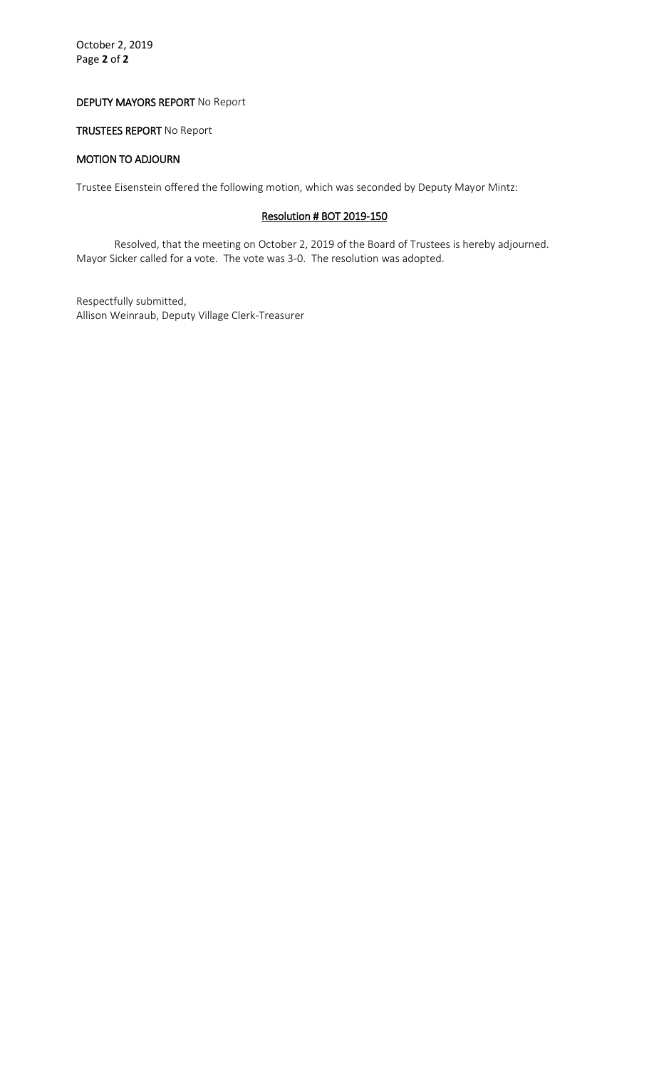**DEPUTY MAYORS REPORT** No Report

**TRUSTEES REPORT** No Report

**MOTION TO ADJOURN**

Trustee Eisenstein offered the following motion, which was seconded by Deputy Mayor Mintz:

**Resolution # BOT 2019-150**

Resolved, that the meeting on October 2, 2019 of the Board of Trustees is hereby adjourned. Mayor Sicker called for a vote. The vote was 3-0. The resolution was adopted.

Respectfully submitted,
Allison Weinraub, Deputy Village Clerk-Treasurer